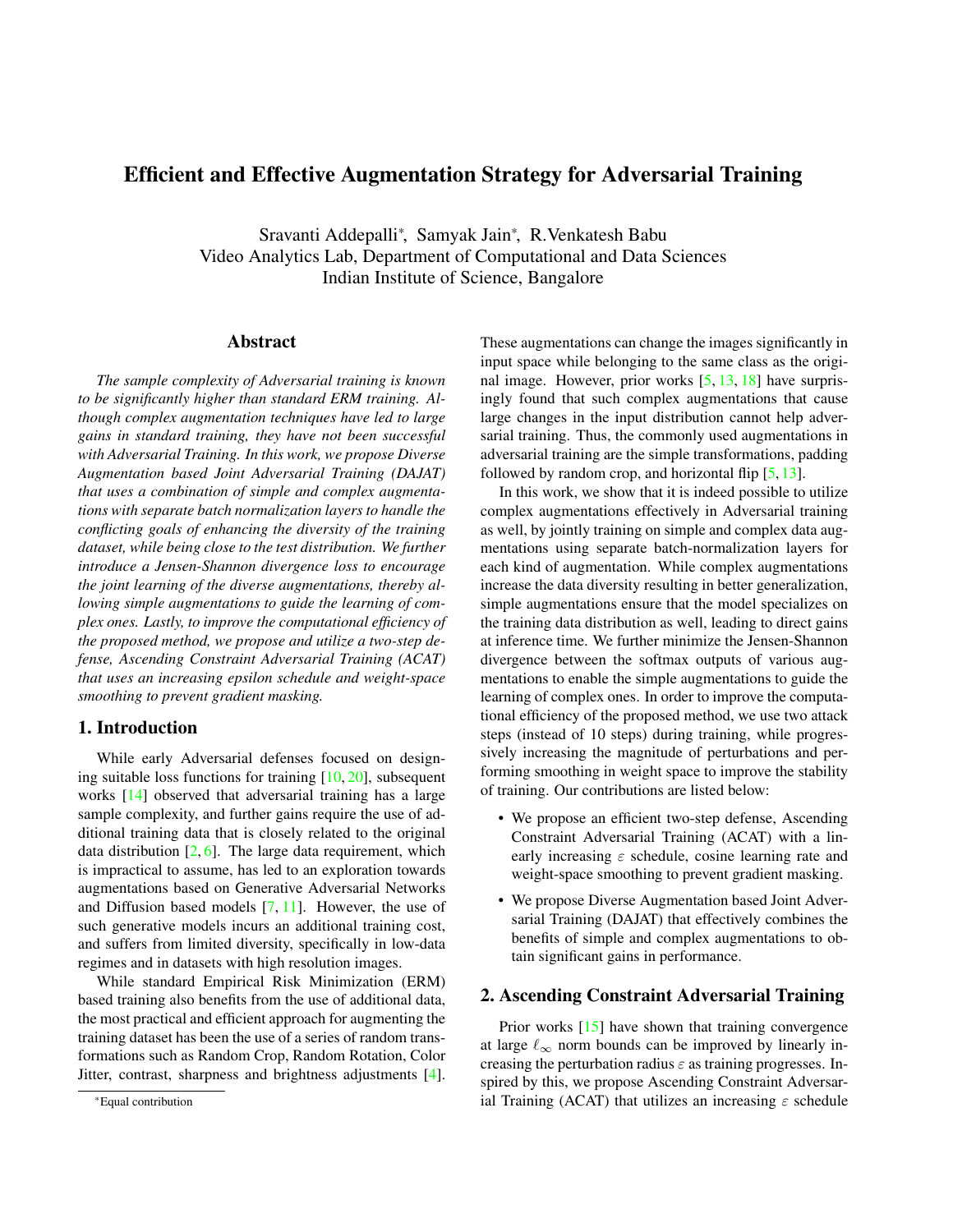# Efficient and Effective Augmentation Strategy for Adversarial Training

Sravanti Addepalli*, Samyak Jain*, R.Venkatesh Babu
Video Analytics Lab, Department of Computational and Data Sciences
Indian Institute of Science, Bangalore

## Abstract

*The sample complexity of Adversarial training is known to be significantly higher than standard ERM training. Although complex augmentation techniques have led to large gains in standard training, they have not been successful with Adversarial Training. In this work, we propose Diverse Augmentation based Joint Adversarial Training (DAJAT) that uses a combination of simple and complex augmentations with separate batch normalization layers to handle the conflicting goals of enhancing the diversity of the training dataset, while being close to the test distribution. We further introduce a Jensen-Shannon divergence loss to encourage the joint learning of the diverse augmentations, thereby allowing simple augmentations to guide the learning of complex ones. Lastly, to improve the computational efficiency of the proposed method, we propose and utilize a two-step defense, Ascending Constraint Adversarial Training (ACAT) that uses an increasing epsilon schedule and weight-space smoothing to prevent gradient masking.*

## 1. Introduction

While early Adversarial defenses focused on designing suitable loss functions for training [10, 20], subsequent works [14] observed that adversarial training has a large sample complexity, and further gains require the use of additional training data that is closely related to the original data distribution [2, 6]. The large data requirement, which is impractical to assume, has led to an exploration towards augmentations based on Generative Adversarial Networks and Diffusion based models [7, 11]. However, the use of such generative models incurs an additional training cost, and suffers from limited diversity, specifically in low-data regimes and in datasets with high resolution images.

While standard Empirical Risk Minimization (ERM) based training also benefits from the use of additional data, the most practical and efficient approach for augmenting the training dataset has been the use of a series of random transformations such as Random Crop, Random Rotation, Color Jitter, contrast, sharpness and brightness adjustments [4]. These augmentations can change the images significantly in input space while belonging to the same class as the original image. However, prior works [5, 13, 18] have surprisingly found that such complex augmentations that cause large changes in the input distribution cannot help adversarial training. Thus, the commonly used augmentations in adversarial training are the simple transformations, padding followed by random crop, and horizontal flip [5, 13].

In this work, we show that it is indeed possible to utilize complex augmentations effectively in Adversarial training as well, by jointly training on simple and complex data augmentations using separate batch-normalization layers for each kind of augmentation. While complex augmentations increase the data diversity resulting in better generalization, simple augmentations ensure that the model specializes on the training data distribution as well, leading to direct gains at inference time. We further minimize the Jensen-Shannon divergence between the softmax outputs of various augmentations to enable the simple augmentations to guide the learning of complex ones. In order to improve the computational efficiency of the proposed method, we use two attack steps (instead of 10 steps) during training, while progressively increasing the magnitude of perturbations and performing smoothing in weight space to improve the stability of training. Our contributions are listed below:

- We propose an efficient two-step defense, Ascending Constraint Adversarial Training (ACAT) with a linearly increasing $\varepsilon$ schedule, cosine learning rate and weight-space smoothing to prevent gradient masking.
- We propose Diverse Augmentation based Joint Adversarial Training (DAJAT) that effectively combines the benefits of simple and complex augmentations to obtain significant gains in performance.

## 2. Ascending Constraint Adversarial Training

Prior works [15] have shown that training convergence at large $\ell_\infty$ norm bounds can be improved by linearly increasing the perturbation radius $\varepsilon$ as training progresses. Inspired by this, we propose Ascending Constraint Adversarial Training (ACAT) that utilizes an increasing $\varepsilon$ schedule

*Equal contribution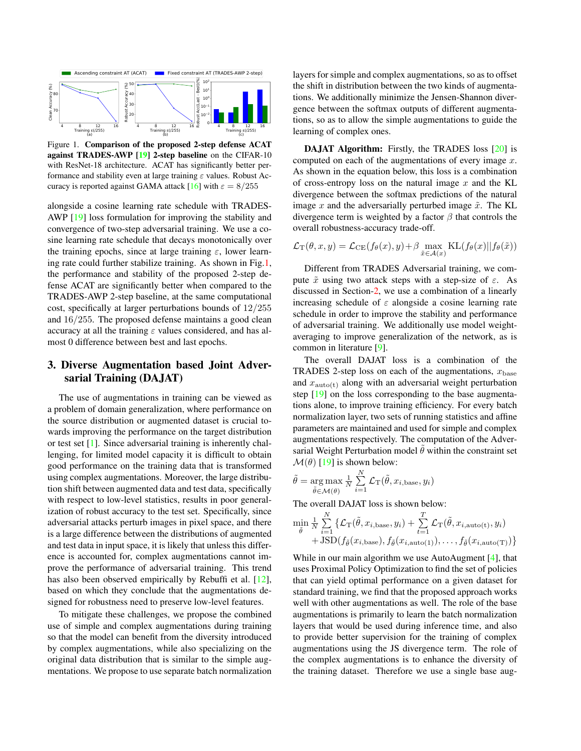Figure 1. **Comparison of the proposed 2-step defense ACAT against TRADES-AWP [19] 2-step baseline** on the CIFAR-10 with ResNet-18 architecture. ACAT has significantly better performance and stability even at large training $\varepsilon$ values. Robust Accuracy is reported against GAMA attack [16] with $\varepsilon = 8/255$

alongside a cosine learning rate schedule with TRADES-AWP [19] loss formulation for improving the stability and convergence of two-step adversarial training. We use a cosine learning rate schedule that decays monotonically over the training epochs, since at large training $\varepsilon$, lower learning rate could further stabilize training. As shown in Fig.1, the performance and stability of the proposed 2-step defense ACAT are significantly better when compared to the TRADES-AWP 2-step baseline, at the same computational cost, specifically at larger perturbations bounds of $12/255$ and $16/255$. The proposed defense maintains a good clean accuracy at all the training $\varepsilon$ values considered, and has almost 0 difference between best and last epochs.

# 3. Diverse Augmentation based Joint Adversarial Training (DAJAT)

The use of augmentations in training can be viewed as a problem of domain generalization, where performance on the source distribution or augmented dataset is crucial towards improving the performance on the target distribution or test set [1]. Since adversarial training is inherently challenging, for limited model capacity it is difficult to obtain good performance on the training data that is transformed using complex augmentations. Moreover, the large distribution shift between augmented data and test data, specifically with respect to low-level statistics, results in poor generalization of robust accuracy to the test set. Specifically, since adversarial attacks perturb images in pixel space, and there is a large difference between the distributions of augmented and test data in input space, it is likely that unless this difference is accounted for, complex augmentations cannot improve the performance of adversarial training. This trend has also been observed empirically by Rebuffi et al. [12], based on which they conclude that the augmentations designed for robustness need to preserve low-level features.

To mitigate these challenges, we propose the combined use of simple and complex augmentations during training so that the model can benefit from the diversity introduced by complex augmentations, while also specializing on the original data distribution that is similar to the simple augmentations. We propose to use separate batch normalization layers for simple and complex augmentations, so as to offset the shift in distribution between the two kinds of augmentations. We additionally minimize the Jensen-Shannon divergence between the softmax outputs of different augmentations, so as to allow the simple augmentations to guide the learning of complex ones.

**DAJAT Algorithm:** Firstly, the TRADES loss [20] is computed on each of the augmentations of every image $x$. As shown in the equation below, this loss is a combination of cross-entropy loss on the natural image $x$ and the KL divergence between the softmax predictions of the natural image $x$ and the adversarially perturbed image $\tilde{x}$. The KL divergence term is weighted by a factor $\beta$ that controls the overall robustness-accuracy trade-off.

$$\mathcal{L}_{\mathrm{T}}(\theta, x, y) = \mathcal{L}_{\mathrm{CE}}(f_\theta(x), y) + \beta \max_{\tilde{x} \in \mathcal{A}(x)} \mathrm{KL}(f_\theta(x) || f_\theta(\tilde{x}))$$

Different from TRADES Adversarial training, we compute $\tilde{x}$ using two attack steps with a step-size of $\varepsilon$. As discussed in Section-2, we use a combination of a linearly increasing schedule of $\varepsilon$ alongside a cosine learning rate schedule in order to improve the stability and performance of adversarial training. We additionally use model weight-averaging to improve generalization of the network, as is common in literature [9].

The overall DAJAT loss is a combination of the TRADES 2-step loss on each of the augmentations, $x_{\mathrm{base}}$ and $x_{\mathrm{auto(t)}}$ along with an adversarial weight perturbation step [19] on the loss corresponding to the base augmentations alone, to improve training efficiency. For every batch normalization layer, two sets of running statistics and affine parameters are maintained and used for simple and complex augmentations respectively. The computation of the Adversarial Weight Perturbation model $\tilde{\theta}$ within the constraint set $\mathcal{M}(\theta)$ [19] is shown below:

$$\tilde{\theta} = \underset{\tilde{\theta} \in \mathcal{M}(\theta)}{\arg\max} \; \frac{1}{N} \sum_{i=1}^{N} \mathcal{L}_{\mathrm{T}}(\tilde{\theta}, x_{i,\mathrm{base}}, y_i)$$

The overall DAJAT loss is shown below:

$$\min_{\tilde{\theta}} \frac{1}{N} \sum_{i=1}^{N} \{\mathcal{L}_{\mathrm{T}}(\tilde{\theta}, x_{i,\mathrm{base}}, y_i) + \sum_{t=1}^{T} \mathcal{L}_{\mathrm{T}}(\tilde{\theta}, x_{i,\mathrm{auto(t)}}, y_i) + \mathrm{JSD}(f_{\tilde{\theta}}(x_{i,\mathrm{base}}), f_{\tilde{\theta}}(x_{i,\mathrm{auto(1)}}), \ldots, f_{\tilde{\theta}}(x_{i,\mathrm{auto(T)}})\}$$

While in our main algorithm we use AutoAugment [4], that uses Proximal Policy Optimization to find the set of policies that can yield optimal performance on a given dataset for standard training, we find that the proposed approach works well with other augmentations as well. The role of the base augmentations is primarily to learn the batch normalization layers that would be used during inference time, and also to provide better supervision for the training of complex augmentations using the JS divergence term. The role of the complex augmentations is to enhance the diversity of the training dataset. Therefore we use a single base aug-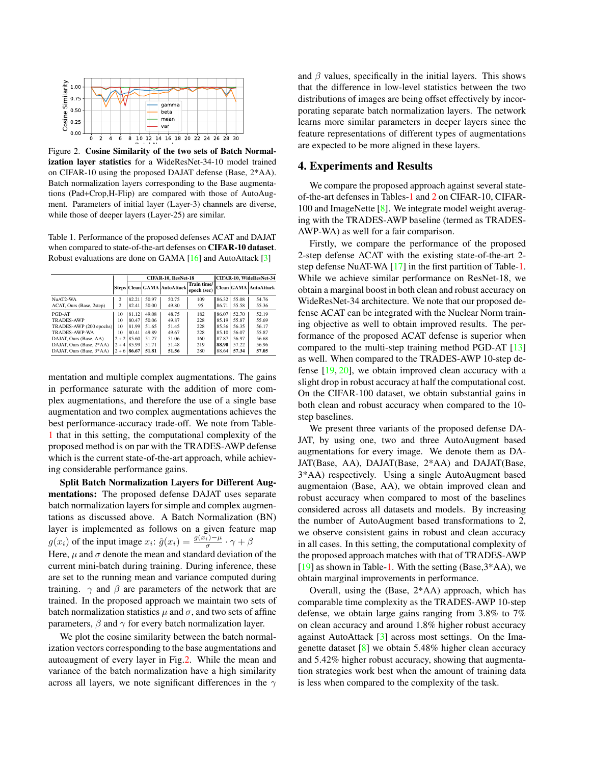Figure 2. **Cosine Similarity of the two sets of Batch Normalization layer statistics** for a WideResNet-34-10 model trained on CIFAR-10 using the proposed DAJAT defense (Base, 2*AA). Batch normalization layers corresponding to the Base augmentations (Pad+Crop,H-Flip) are compared with those of AutoAugment. Parameters of initial layer (Layer-3) channels are diverse, while those of deeper layers (Layer-25) are similar.

Table 1. Performance of the proposed defenses ACAT and DAJAT when compared to state-of-the-art defenses on **CIFAR-10 dataset**. Robust evaluations are done on GAMA [16] and AutoAttack [3]

| | Steps | CIFAR-10, ResNet-18 | | | | CIFAR-10, WideResNet-34 | | |
|---|---|---|---|---|---|---|---|---|
| | | Clean | GAMA | AutoAttack | Train time/ epoch (sec) | Clean | GAMA | AutoAttack |
| NuAT2-WA | 2 | 82.21 | 50.97 | 50.75 | 109 | 86.32 | 55.08 | 54.76 |
| ACAT, Ours (Base, 2step) | 2 | 82.41 | 50.00 | 49.80 | 95 | 86.71 | 55.58 | 55.36 |
| PGD-AT | 10 | 81.12 | 49.08 | 48.75 | 182 | 86.07 | 52.70 | 52.19 |
| TRADES-AWP | 10 | 80.47 | 50.06 | 49.87 | 228 | 85.19 | 55.87 | 55.69 |
| TRADES-AWP (200 epochs) | 10 | 81.99 | 51.65 | 51.45 | 228 | 85.36 | 56.35 | 56.17 |
| TRADES-AWP-WA | 10 | 80.41 | 49.89 | 49.67 | 228 | 85.10 | 56.07 | 55.87 |
| DAJAT, Ours (Base, AA) | 2 + 2 | 85.60 | 51.27 | 51.06 | 160 | 87.87 | 56.97 | 56.68 |
| DAJAT, Ours (Base, 2*AA) | 2 + 4 | 85.99 | 51.71 | 51.48 | 219 | **88.90** | 57.22 | 56.96 |
| DAJAT, Ours (Base, 3*AA) | 2 + 6 | **86.67** | **51.81** | **51.56** | 280 | 88.64 | **57.34** | **57.05** |

mentation and multiple complex augmentations. The gains in performance saturate with the addition of more complex augmentations, and therefore the use of a single base augmentation and two complex augmentations achieves the best performance-accuracy trade-off. We note from Table-1 that in this setting, the computational complexity of the proposed method is on par with the TRADES-AWP defense which is the current state-of-the-art approach, while achieving considerable performance gains.

**Split Batch Normalization Layers for Different Augmentations:** The proposed defense DAJAT uses separate batch normalization layers for simple and complex augmentations as discussed above. A Batch Normalization (BN) layer is implemented as follows on a given feature map $g(x_i)$ of the input image $x_i$: $\hat{g}(x_i) = \frac{g(x_i)-\mu}{\sigma} \cdot \gamma + \beta$ Here, $\mu$ and $\sigma$ denote the mean and standard deviation of the current mini-batch during training. During inference, these are set to the running mean and variance computed during training. $\gamma$ and $\beta$ are parameters of the network that are trained. In the proposed approach we maintain two sets of batch normalization statistics $\mu$ and $\sigma$, and two sets of affine parameters, $\beta$ and $\gamma$ for every batch normalization layer.

We plot the cosine similarity between the batch normalization vectors corresponding to the base augmentations and autoaugment of every layer in Fig.2. While the mean and variance of the batch normalization have a high similarity across all layers, we note significant differences in the $\gamma$ and $\beta$ values, specifically in the initial layers. This shows that the difference in low-level statistics between the two distributions of images are being offset effectively by incorporating separate batch normalization layers. The network learns more similar parameters in deeper layers since the feature representations of different types of augmentations are expected to be more aligned in these layers.

## 4. Experiments and Results

We compare the proposed approach against several state-of-the-art defenses in Tables-1 and 2 on CIFAR-10, CIFAR-100 and ImageNette [8]. We integrate model weight averaging with the TRADES-AWP baseline (termed as TRADES-AWP-WA) as well for a fair comparison.

Firstly, we compare the performance of the proposed 2-step defense ACAT with the existing state-of-the-art 2-step defense NuAT-WA [17] in the first partition of Table-1. While we achieve similar performance on ResNet-18, we obtain a marginal boost in both clean and robust accuracy on WideResNet-34 architecture. We note that our proposed defense ACAT can be integrated with the Nuclear Norm training objective as well to obtain improved results. The performance of the proposed ACAT defense is superior when compared to the multi-step training method PGD-AT [13] as well. When compared to the TRADES-AWP 10-step defense [19, 20], we obtain improved clean accuracy with a slight drop in robust accuracy at half the computational cost. On the CIFAR-100 dataset, we obtain substantial gains in both clean and robust accuracy when compared to the 10-step baselines.

We present three variants of the proposed defense DAJAT, by using one, two and three AutoAugment based augmentations for every image. We denote them as DAJAT(Base, AA), DAJAT(Base, 2*AA) and DAJAT(Base, 3*AA) respectively. Using a single AutoAugment based augmentaion (Base, AA), we obtain improved clean and robust accuracy when compared to most of the baselines considered across all datasets and models. By increasing the number of AutoAugment based transformations to 2, we observe consistent gains in robust and clean accuracy in all cases. In this setting, the computational complexity of the proposed approach matches with that of TRADES-AWP [19] as shown in Table-1. With the setting (Base,3*AA), we obtain marginal improvements in performance.

Overall, using the (Base, 2*AA) approach, which has comparable time complexity as the TRADES-AWP 10-step defense, we obtain large gains ranging from 3.8% to 7% on clean accuracy and around 1.8% higher robust accuracy against AutoAttack [3] across most settings. On the Imagenette dataset [8] we obtain 5.48% higher clean accuracy and 5.42% higher robust accuracy, showing that augmentation strategies work best when the amount of training data is less when compared to the complexity of the task.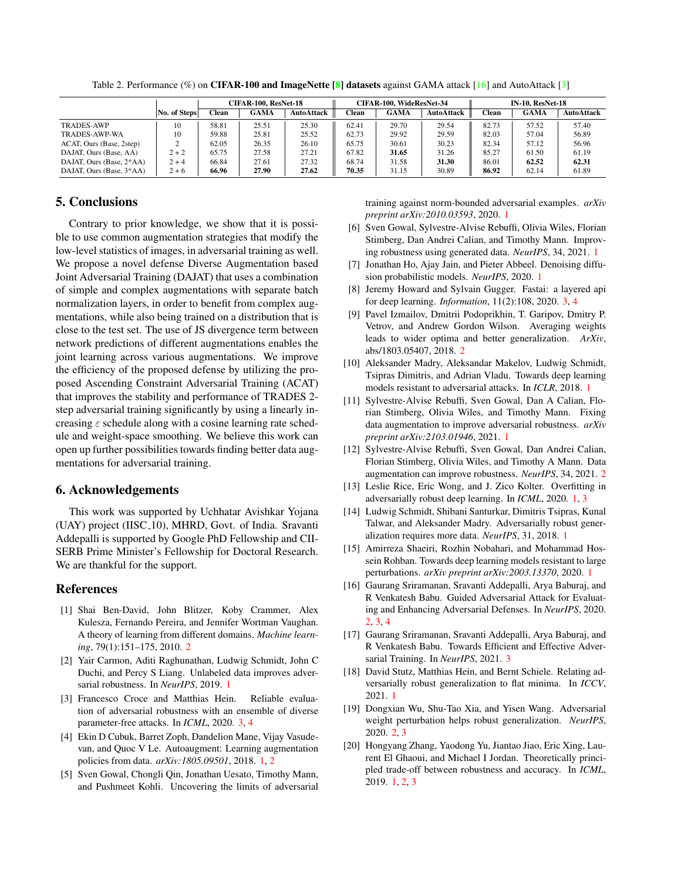Table 2. Performance (%) on **CIFAR-100 and ImageNette [8] datasets** against GAMA attack [16] and AutoAttack [3]

| | No. of Steps | CIFAR-100, ResNet-18 | | | CIFAR-100, WideResNet-34 | | | IN-10, ResNet-18 | | |
|---|---|---|---|---|---|---|---|---|---|---|
| | | Clean | GAMA | AutoAttack | Clean | GAMA | AutoAttack | Clean | GAMA | AutoAttack |
| TRADES-AWP | 10 | 58.81 | 25.51 | 25.30 | 62.41 | 29.70 | 29.54 | 82.73 | 57.52 | 57.40 |
| TRADES-AWP-WA | 10 | 59.88 | 25.81 | 25.52 | 62.73 | 29.92 | 29.59 | 82.03 | 57.04 | 56.89 |
| ACAT, Ours (Base, 2step) | 2 | 62.05 | 26.35 | 26.10 | 65.75 | 30.61 | 30.23 | 82.34 | 57.12 | 56.96 |
| DAJAT, Ours (Base, AA) | 2 + 2 | 65.75 | 27.58 | 27.21 | 67.82 | **31.65** | 31.26 | 85.27 | 61.50 | 61.19 |
| DAJAT, Ours (Base, 2*AA) | 2 + 4 | 66.84 | 27.61 | 27.32 | 68.74 | 31.58 | **31.30** | 86.01 | **62.52** | **62.31** |
| DAJAT, Ours (Base, 3*AA) | 2 + 6 | **66.96** | **27.90** | **27.62** | **70.35** | 31.15 | 30.89 | **86.92** | 62.14 | 61.89 |

## 5. Conclusions

Contrary to prior knowledge, we show that it is possible to use common augmentation strategies that modify the low-level statistics of images, in adversarial training as well. We propose a novel defense Diverse Augmentation based Joint Adversarial Training (DAJAT) that uses a combination of simple and complex augmentations with separate batch normalization layers, in order to benefit from complex augmentations, while also being trained on a distribution that is close to the test set. The use of JS divergence term between network predictions of different augmentations enables the joint learning across various augmentations. We improve the efficiency of the proposed defense by utilizing the proposed Ascending Constraint Adversarial Training (ACAT) that improves the stability and performance of TRADES 2-step adversarial training significantly by using a linearly increasing $\varepsilon$ schedule along with a cosine learning rate schedule and weight-space smoothing. We believe this work can open up further possibilities towards finding better data augmentations for adversarial training.

## 6. Acknowledgements

This work was supported by Uchhatar Avishkar Yojana (UAY) project (IISC_10), MHRD, Govt. of India. Sravanti Addepalli is supported by Google PhD Fellowship and CII-SERB Prime Minister's Fellowship for Doctoral Research. We are thankful for the support.

## References

[1] Shai Ben-David, John Blitzer, Koby Crammer, Alex Kulesza, Fernando Pereira, and Jennifer Wortman Vaughan. A theory of learning from different domains. *Machine learning*, 79(1):151–175, 2010. 2

[2] Yair Carmon, Aditi Raghunathan, Ludwig Schmidt, John C Duchi, and Percy S Liang. Unlabeled data improves adversarial robustness. In *NeurIPS*, 2019. 1

[3] Francesco Croce and Matthias Hein. Reliable evaluation of adversarial robustness with an ensemble of diverse parameter-free attacks. In *ICML*, 2020. 3, 4

[4] Ekin D Cubuk, Barret Zoph, Dandelion Mane, Vijay Vasudevan, and Quoc V Le. Autoaugment: Learning augmentation policies from data. *arXiv:1805.09501*, 2018. 1, 2

[5] Sven Gowal, Chongli Qin, Jonathan Uesato, Timothy Mann, and Pushmeet Kohli. Uncovering the limits of adversarial training against norm-bounded adversarial examples. *arXiv preprint arXiv:2010.03593*, 2020. 1

[6] Sven Gowal, Sylvestre-Alvise Rebuffi, Olivia Wiles, Florian Stimberg, Dan Andrei Calian, and Timothy Mann. Improving robustness using generated data. *NeurIPS*, 34, 2021. 1

[7] Jonathan Ho, Ajay Jain, and Pieter Abbeel. Denoising diffusion probabilistic models. *NeurIPS*, 2020. 1

[8] Jeremy Howard and Sylvain Gugger. Fastai: a layered api for deep learning. *Information*, 11(2):108, 2020. 3, 4

[9] Pavel Izmailov, Dmitrii Podoprikhin, T. Garipov, Dmitry P. Vetrov, and Andrew Gordon Wilson. Averaging weights leads to wider optima and better generalization. *ArXiv*, abs/1803.05407, 2018. 2

[10] Aleksander Madry, Aleksandar Makelov, Ludwig Schmidt, Tsipras Dimitris, and Adrian Vladu. Towards deep learning models resistant to adversarial attacks. In *ICLR*, 2018. 1

[11] Sylvestre-Alvise Rebuffi, Sven Gowal, Dan A Calian, Florian Stimberg, Olivia Wiles, and Timothy Mann. Fixing data augmentation to improve adversarial robustness. *arXiv preprint arXiv:2103.01946*, 2021. 1

[12] Sylvestre-Alvise Rebuffi, Sven Gowal, Dan Andrei Calian, Florian Stimberg, Olivia Wiles, and Timothy A Mann. Data augmentation can improve robustness. *NeurIPS*, 34, 2021. 2

[13] Leslie Rice, Eric Wong, and J. Zico Kolter. Overfitting in adversarially robust deep learning. In *ICML*, 2020. 1, 3

[14] Ludwig Schmidt, Shibani Santurkar, Dimitris Tsipras, Kunal Talwar, and Aleksander Madry. Adversarially robust generalization requires more data. *NeurIPS*, 31, 2018. 1

[15] Amirreza Shaeiri, Rozhin Nobahari, and Mohammad Hossein Rohban. Towards deep learning models resistant to large perturbations. *arXiv preprint arXiv:2003.13370*, 2020. 1

[16] Gaurang Sriramanan, Sravanti Addepalli, Arya Baburaj, and R Venkatesh Babu. Guided Adversarial Attack for Evaluating and Enhancing Adversarial Defenses. In *NeurIPS*, 2020. 2, 3, 4

[17] Gaurang Sriramanan, Sravanti Addepalli, Arya Baburaj, and R Venkatesh Babu. Towards Efficient and Effective Adversarial Training. In *NeurIPS*, 2021. 3

[18] David Stutz, Matthias Hein, and Bernt Schiele. Relating adversarially robust generalization to flat minima. In *ICCV*, 2021. 1

[19] Dongxian Wu, Shu-Tao Xia, and Yisen Wang. Adversarial weight perturbation helps robust generalization. *NeurIPS*, 2020. 2, 3

[20] Hongyang Zhang, Yaodong Yu, Jiantao Jiao, Eric Xing, Laurent El Ghaoui, and Michael I Jordan. Theoretically principled trade-off between robustness and accuracy. In *ICML*, 2019. 1, 2, 3